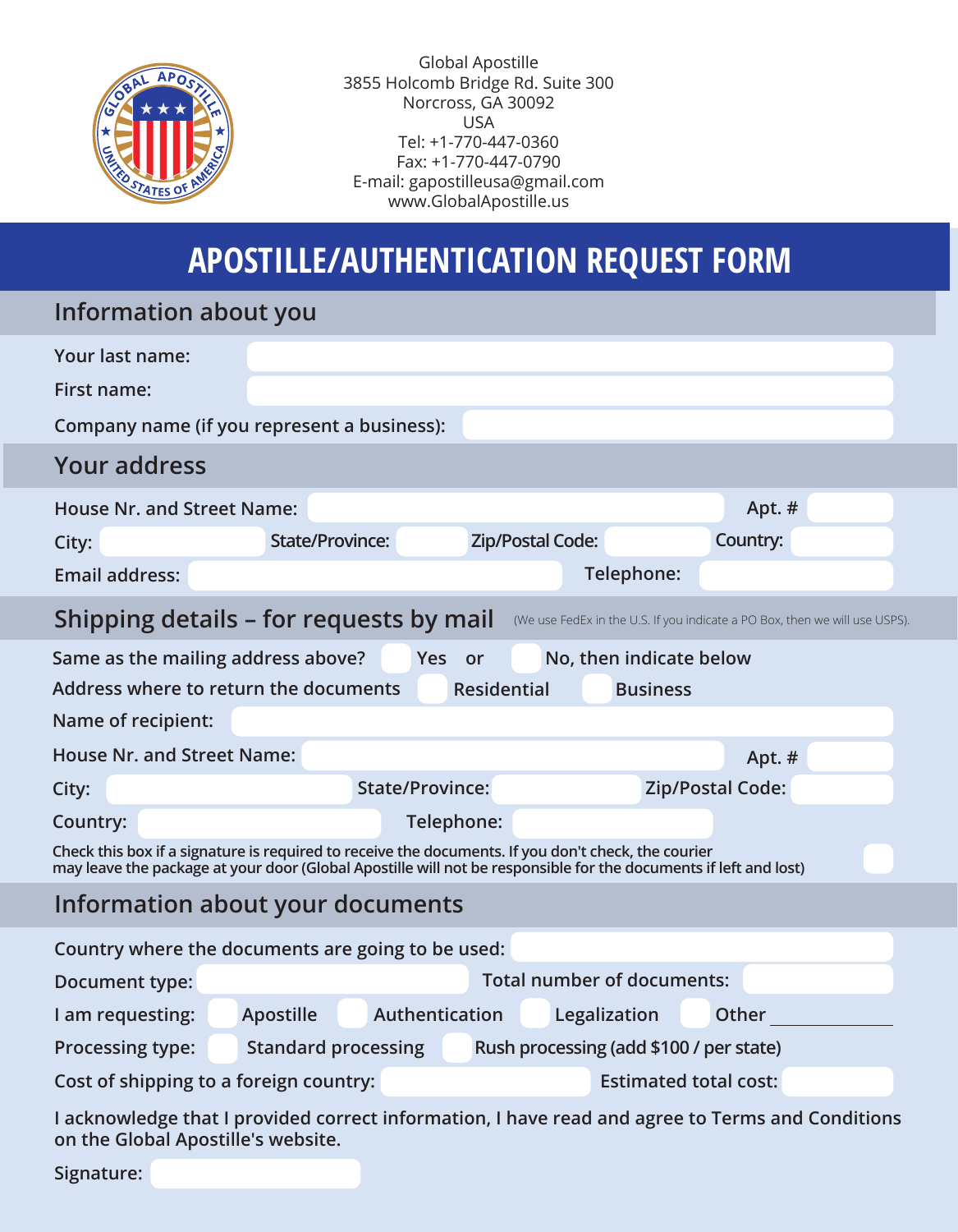Global Apostille
3855 Holcomb Bridge Rd. Suite 300
Norcross, GA 30092
USA
Tel: +1-770-447-0360
Fax: +1-770-447-0790
E-mail: gapostilleusa@gmail.com
www.GlobalApostille.us

# APOSTILLE/AUTHENTICATION REQUEST FORM

## Information about you

Your last name:

First name:

Company name (if you represent a business):

## Your address

House Nr. and Street Name: Apt. #

City: State/Province: Zip/Postal Code: Country:

Email address: Telephone:

## Shipping details – for requests by mail

(We use FedEx in the U.S. If you indicate a PO Box, then we will use USPS).

Same as the mailing address above? ☐ Yes or ☐ No, then indicate below

Address where to return the documents ☐ Residential ☐ Business

Name of recipient:

House Nr. and Street Name: Apt. #

City: State/Province: Zip/Postal Code:

Country: Telephone:

Check this box if a signature is required to receive the documents. If you don't check, the courier may leave the package at your door (Global Apostille will not be responsible for the documents if left and lost) ☐

## Information about your documents

Country where the documents are going to be used:

Document type: Total number of documents:

I am requesting: ☐ Apostille ☐ Authentication ☐ Legalization ☐ Other ____________

Processing type: ☐ Standard processing ☐ Rush processing (add $100 / per state)

Cost of shipping to a foreign country: Estimated total cost:

I acknowledge that I provided correct information, I have read and agree to Terms and Conditions on the Global Apostille's website.

Signature: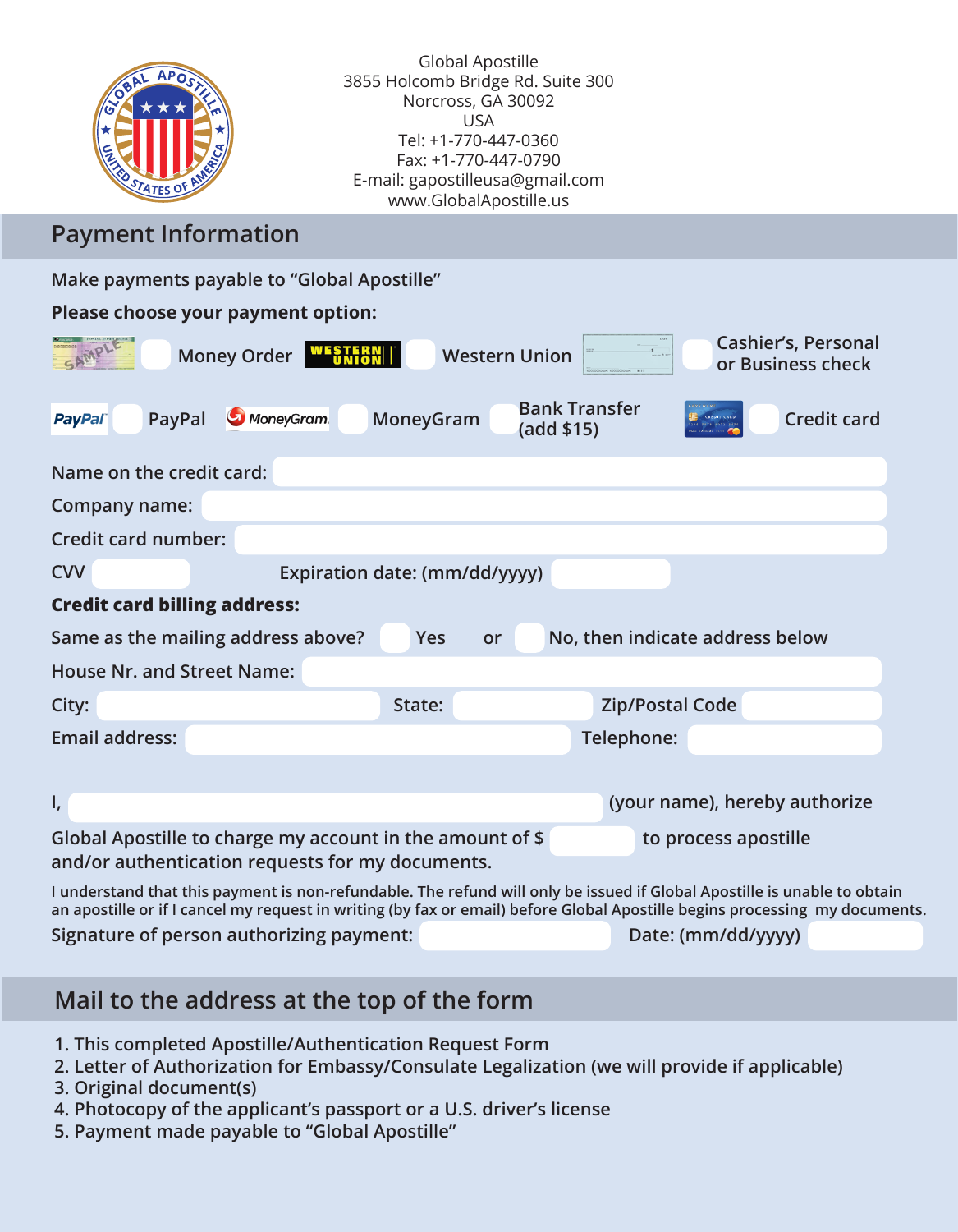Global Apostille
3855 Holcomb Bridge Rd. Suite 300
Norcross, GA 30092
USA
Tel: +1-770-447-0360
Fax: +1-770-447-0790
E-mail: gapostilleusa@gmail.com
www.GlobalApostille.us

## Payment Information

Make payments payable to "Global Apostille"

**Please choose your payment option:**

☐ Money Order ☐ Western Union ☐ Cashier's, Personal or Business check

☐ PayPal ☐ MoneyGram ☐ Bank Transfer (add $15) ☐ Credit card

Name on the credit card: ____________________

Company name: ____________________

Credit card number: ____________________

CVV ________ Expiration date: (mm/dd/yyyy) ________

**Credit card billing address:**

Same as the mailing address above? ☐ Yes or ☐ No, then indicate address below

House Nr. and Street Name: ____________________

City: ____________ State: ____________ Zip/Postal Code ____________

Email address: ____________________ Telephone: ____________

I, ____________________ (your name), hereby authorize Global Apostille to charge my account in the amount of $ ________ to process apostille and/or authentication requests for my documents.

I understand that this payment is non-refundable. The refund will only be issued if Global Apostille is unable to obtain an apostille or if I cancel my request in writing (by fax or email) before Global Apostille begins processing my documents.

Signature of person authorizing payment: ____________ Date: (mm/dd/yyyy) ________

## Mail to the address at the top of the form

1. This completed Apostille/Authentication Request Form
2. Letter of Authorization for Embassy/Consulate Legalization (we will provide if applicable)
3. Original document(s)
4. Photocopy of the applicant's passport or a U.S. driver's license
5. Payment made payable to "Global Apostille"